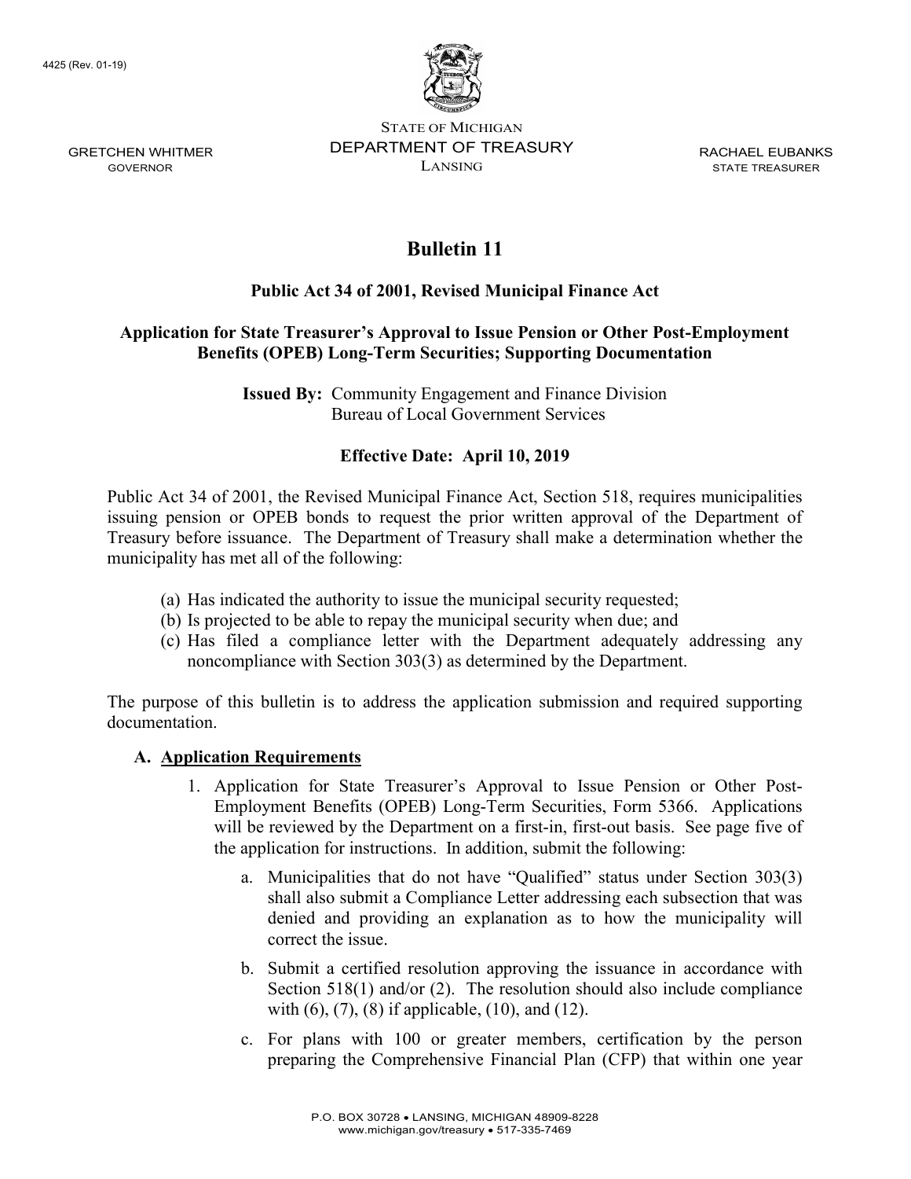4425 (Rev. 01-19)

STATE OF MICHIGAN
DEPARTMENT OF TREASURY
LANSING

GRETCHEN WHITMER
GOVERNOR

RACHAEL EUBANKS
STATE TREASURER

# Bulletin 11

## Public Act 34 of 2001, Revised Municipal Finance Act

## Application for State Treasurer's Approval to Issue Pension or Other Post-Employment Benefits (OPEB) Long-Term Securities; Supporting Documentation

**Issued By:** Community Engagement and Finance Division
Bureau of Local Government Services

**Effective Date: April 10, 2019**

Public Act 34 of 2001, the Revised Municipal Finance Act, Section 518, requires municipalities issuing pension or OPEB bonds to request the prior written approval of the Department of Treasury before issuance. The Department of Treasury shall make a determination whether the municipality has met all of the following:

(a) Has indicated the authority to issue the municipal security requested;
(b) Is projected to be able to repay the municipal security when due; and
(c) Has filed a compliance letter with the Department adequately addressing any noncompliance with Section 303(3) as determined by the Department.

The purpose of this bulletin is to address the application submission and required supporting documentation.

### A. Application Requirements

1. Application for State Treasurer's Approval to Issue Pension or Other Post-Employment Benefits (OPEB) Long-Term Securities, Form 5366. Applications will be reviewed by the Department on a first-in, first-out basis. See page five of the application for instructions. In addition, submit the following:

   a. Municipalities that do not have "Qualified" status under Section 303(3) shall also submit a Compliance Letter addressing each subsection that was denied and providing an explanation as to how the municipality will correct the issue.

   b. Submit a certified resolution approving the issuance in accordance with Section 518(1) and/or (2). The resolution should also include compliance with (6), (7), (8) if applicable, (10), and (12).

   c. For plans with 100 or greater members, certification by the person preparing the Comprehensive Financial Plan (CFP) that within one year

P.O. BOX 30728 • LANSING, MICHIGAN 48909-8228
www.michigan.gov/treasury • 517-335-7469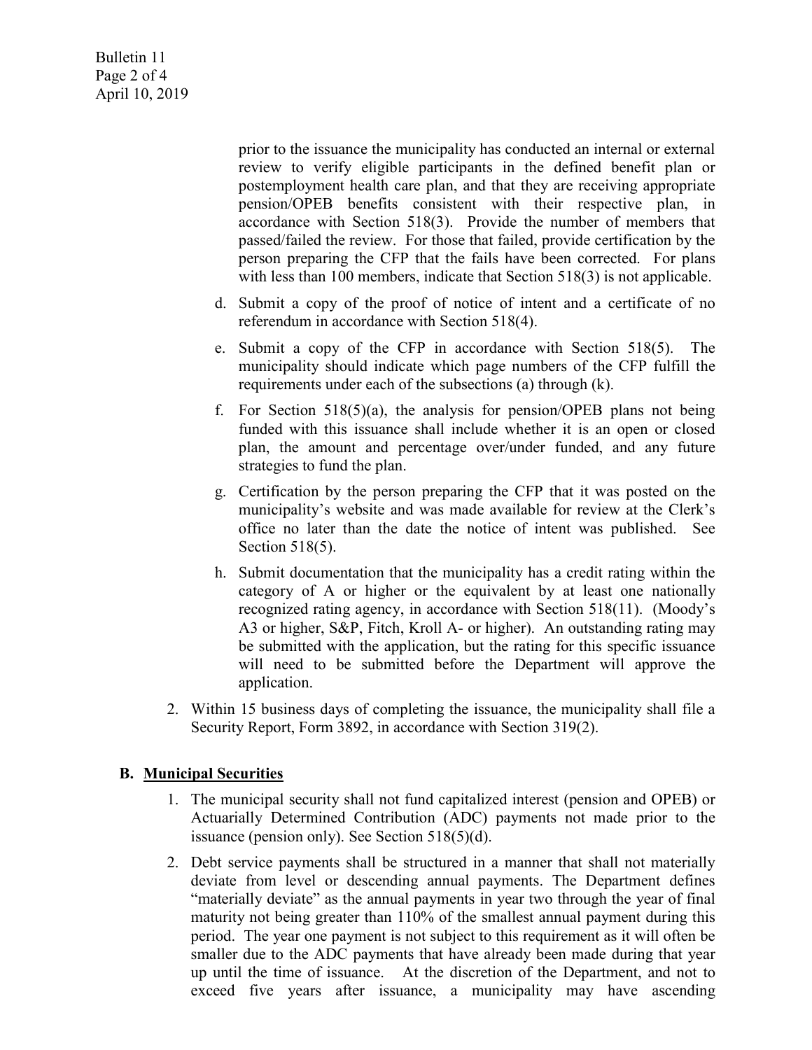prior to the issuance the municipality has conducted an internal or external review to verify eligible participants in the defined benefit plan or postemployment health care plan, and that they are receiving appropriate pension/OPEB benefits consistent with their respective plan, in accordance with Section 518(3). Provide the number of members that passed/failed the review. For those that failed, provide certification by the person preparing the CFP that the fails have been corrected. For plans with less than 100 members, indicate that Section 518(3) is not applicable.

d. Submit a copy of the proof of notice of intent and a certificate of no referendum in accordance with Section 518(4).

e. Submit a copy of the CFP in accordance with Section 518(5). The municipality should indicate which page numbers of the CFP fulfill the requirements under each of the subsections (a) through (k).

f. For Section 518(5)(a), the analysis for pension/OPEB plans not being funded with this issuance shall include whether it is an open or closed plan, the amount and percentage over/under funded, and any future strategies to fund the plan.

g. Certification by the person preparing the CFP that it was posted on the municipality's website and was made available for review at the Clerk's office no later than the date the notice of intent was published. See Section 518(5).

h. Submit documentation that the municipality has a credit rating within the category of A or higher or the equivalent by at least one nationally recognized rating agency, in accordance with Section 518(11). (Moody's A3 or higher, S&P, Fitch, Kroll A- or higher). An outstanding rating may be submitted with the application, but the rating for this specific issuance will need to be submitted before the Department will approve the application.

2. Within 15 business days of completing the issuance, the municipality shall file a Security Report, Form 3892, in accordance with Section 319(2).

## B. Municipal Securities

1. The municipal security shall not fund capitalized interest (pension and OPEB) or Actuarially Determined Contribution (ADC) payments not made prior to the issuance (pension only). See Section 518(5)(d).

2. Debt service payments shall be structured in a manner that shall not materially deviate from level or descending annual payments. The Department defines "materially deviate" as the annual payments in year two through the year of final maturity not being greater than 110% of the smallest annual payment during this period. The year one payment is not subject to this requirement as it will often be smaller due to the ADC payments that have already been made during that year up until the time of issuance. At the discretion of the Department, and not to exceed five years after issuance, a municipality may have ascending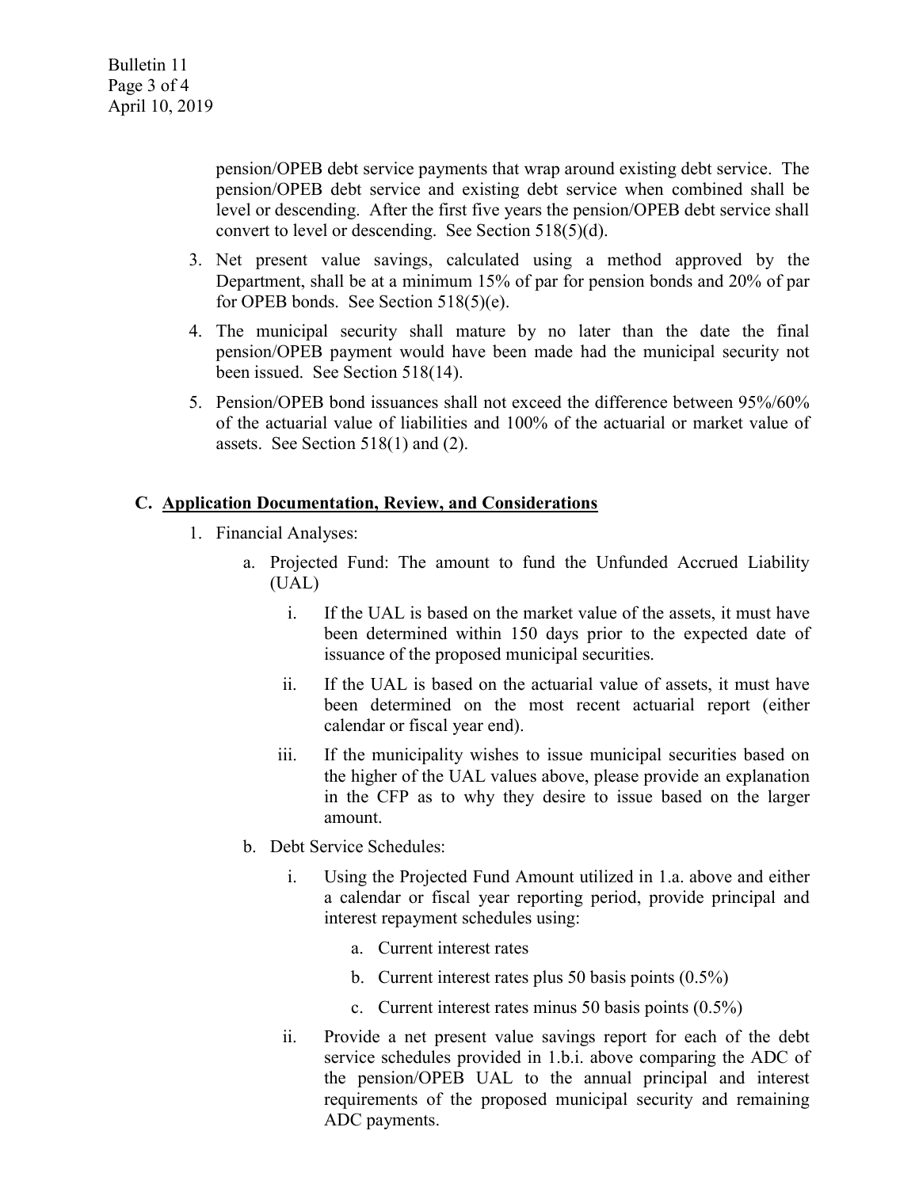pension/OPEB debt service payments that wrap around existing debt service. The pension/OPEB debt service and existing debt service when combined shall be level or descending. After the first five years the pension/OPEB debt service shall convert to level or descending. See Section 518(5)(d).

3. Net present value savings, calculated using a method approved by the Department, shall be at a minimum 15% of par for pension bonds and 20% of par for OPEB bonds. See Section 518(5)(e).
4. The municipal security shall mature by no later than the date the final pension/OPEB payment would have been made had the municipal security not been issued. See Section 518(14).
5. Pension/OPEB bond issuances shall not exceed the difference between 95%/60% of the actuarial value of liabilities and 100% of the actuarial or market value of assets. See Section 518(1) and (2).

## C. Application Documentation, Review, and Considerations

1. Financial Analyses:
   - a. Projected Fund: The amount to fund the Unfunded Accrued Liability (UAL)
     - i. If the UAL is based on the market value of the assets, it must have been determined within 150 days prior to the expected date of issuance of the proposed municipal securities.
     - ii. If the UAL is based on the actuarial value of assets, it must have been determined on the most recent actuarial report (either calendar or fiscal year end).
     - iii. If the municipality wishes to issue municipal securities based on the higher of the UAL values above, please provide an explanation in the CFP as to why they desire to issue based on the larger amount.
   - b. Debt Service Schedules:
     - i. Using the Projected Fund Amount utilized in 1.a. above and either a calendar or fiscal year reporting period, provide principal and interest repayment schedules using:
       - a. Current interest rates
       - b. Current interest rates plus 50 basis points (0.5%)
       - c. Current interest rates minus 50 basis points (0.5%)
     - ii. Provide a net present value savings report for each of the debt service schedules provided in 1.b.i. above comparing the ADC of the pension/OPEB UAL to the annual principal and interest requirements of the proposed municipal security and remaining ADC payments.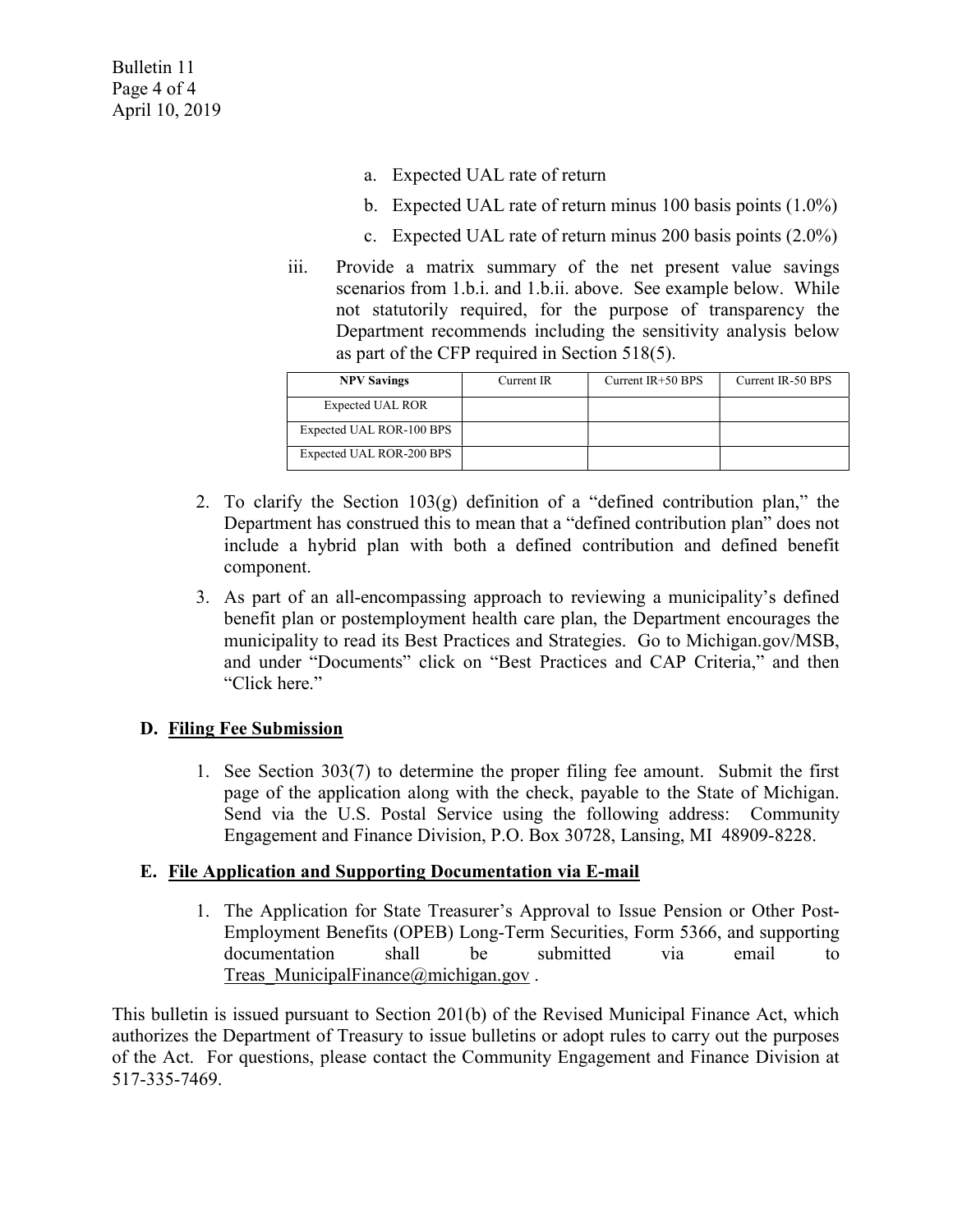a. Expected UAL rate of return

b. Expected UAL rate of return minus 100 basis points (1.0%)

c. Expected UAL rate of return minus 200 basis points (2.0%)

iii. Provide a matrix summary of the net present value savings scenarios from 1.b.i. and 1.b.ii. above. See example below. While not statutorily required, for the purpose of transparency the Department recommends including the sensitivity analysis below as part of the CFP required in Section 518(5).

| **NPV Savings** | Current IR | Current IR+50 BPS | Current IR-50 BPS |
|---|---|---|---|
| Expected UAL ROR | | | |
| Expected UAL ROR-100 BPS | | | |
| Expected UAL ROR-200 BPS | | | |

2. To clarify the Section 103(g) definition of a "defined contribution plan," the Department has construed this to mean that a "defined contribution plan" does not include a hybrid plan with both a defined contribution and defined benefit component.

3. As part of an all-encompassing approach to reviewing a municipality's defined benefit plan or postemployment health care plan, the Department encourages the municipality to read its Best Practices and Strategies. Go to Michigan.gov/MSB, and under "Documents" click on "Best Practices and CAP Criteria," and then "Click here."

### D. Filing Fee Submission

1. See Section 303(7) to determine the proper filing fee amount. Submit the first page of the application along with the check, payable to the State of Michigan. Send via the U.S. Postal Service using the following address: Community Engagement and Finance Division, P.O. Box 30728, Lansing, MI 48909-8228.

### E. File Application and Supporting Documentation via E-mail

1. The Application for State Treasurer's Approval to Issue Pension or Other Post-Employment Benefits (OPEB) Long-Term Securities, Form 5366, and supporting documentation shall be submitted via email to Treas_MunicipalFinance@michigan.gov .

This bulletin is issued pursuant to Section 201(b) of the Revised Municipal Finance Act, which authorizes the Department of Treasury to issue bulletins or adopt rules to carry out the purposes of the Act. For questions, please contact the Community Engagement and Finance Division at 517-335-7469.